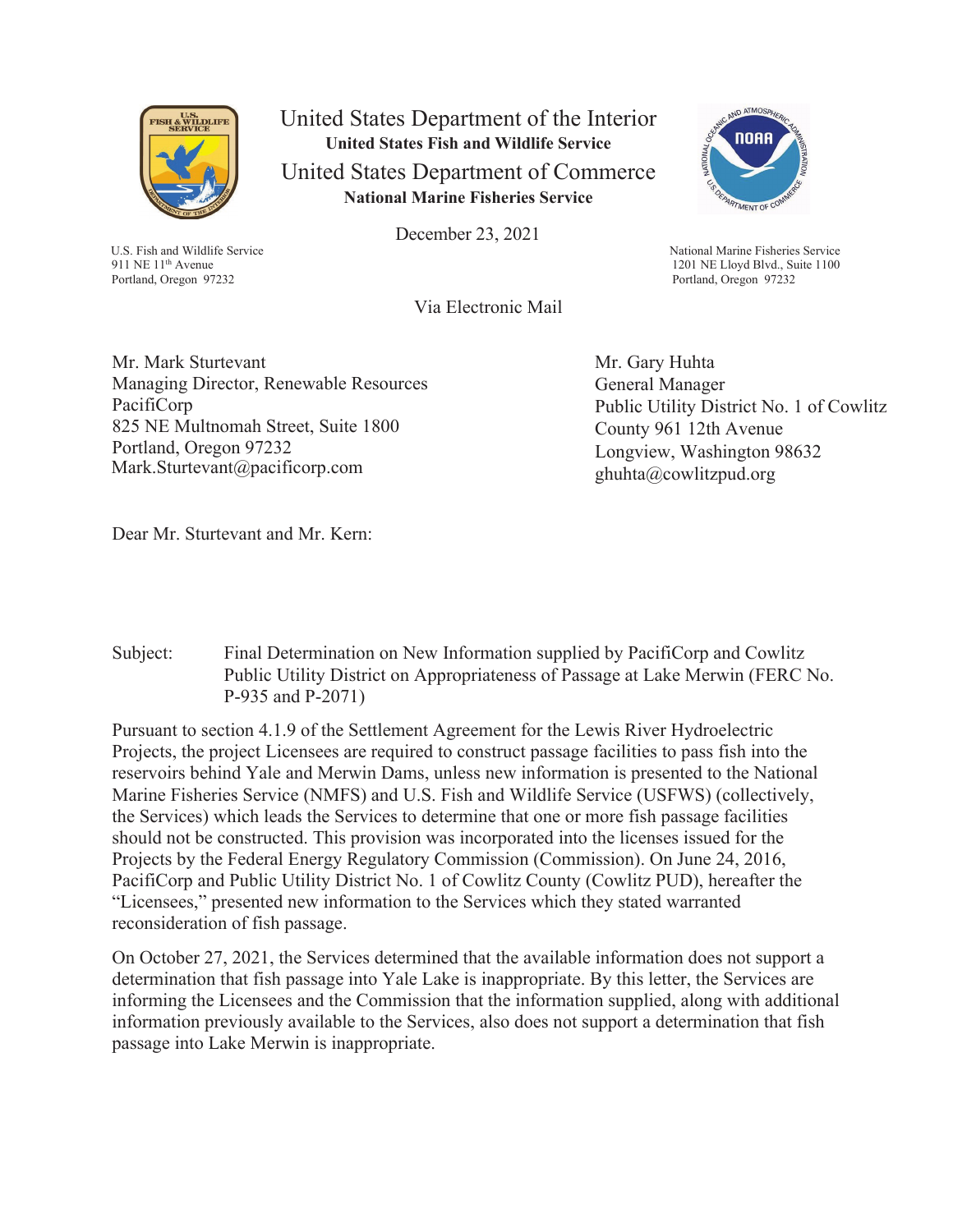United States Department of the Interior
**United States Fish and Wildlife Service**
United States Department of Commerce
**National Marine Fisheries Service**

December 23, 2021

U.S. Fish and Wildlife Service
911 NE 11th Avenue
Portland, Oregon 97232

National Marine Fisheries Service
1201 NE Lloyd Blvd., Suite 1100
Portland, Oregon 97232

Via Electronic Mail

Mr. Mark Sturtevant
Managing Director, Renewable Resources
PacifiCorp
825 NE Multnomah Street, Suite 1800
Portland, Oregon 97232
Mark.Sturtevant@pacificorp.com

Mr. Gary Huhta
General Manager
Public Utility District No. 1 of Cowlitz County 961 12th Avenue
Longview, Washington 98632
ghuhta@cowlitzpud.org

Dear Mr. Sturtevant and Mr. Kern:

Subject: Final Determination on New Information supplied by PacifiCorp and Cowlitz Public Utility District on Appropriateness of Passage at Lake Merwin (FERC No. P-935 and P-2071)

Pursuant to section 4.1.9 of the Settlement Agreement for the Lewis River Hydroelectric Projects, the project Licensees are required to construct passage facilities to pass fish into the reservoirs behind Yale and Merwin Dams, unless new information is presented to the National Marine Fisheries Service (NMFS) and U.S. Fish and Wildlife Service (USFWS) (collectively, the Services) which leads the Services to determine that one or more fish passage facilities should not be constructed. This provision was incorporated into the licenses issued for the Projects by the Federal Energy Regulatory Commission (Commission). On June 24, 2016, PacifiCorp and Public Utility District No. 1 of Cowlitz County (Cowlitz PUD), hereafter the "Licensees," presented new information to the Services which they stated warranted reconsideration of fish passage.

On October 27, 2021, the Services determined that the available information does not support a determination that fish passage into Yale Lake is inappropriate. By this letter, the Services are informing the Licensees and the Commission that the information supplied, along with additional information previously available to the Services, also does not support a determination that fish passage into Lake Merwin is inappropriate.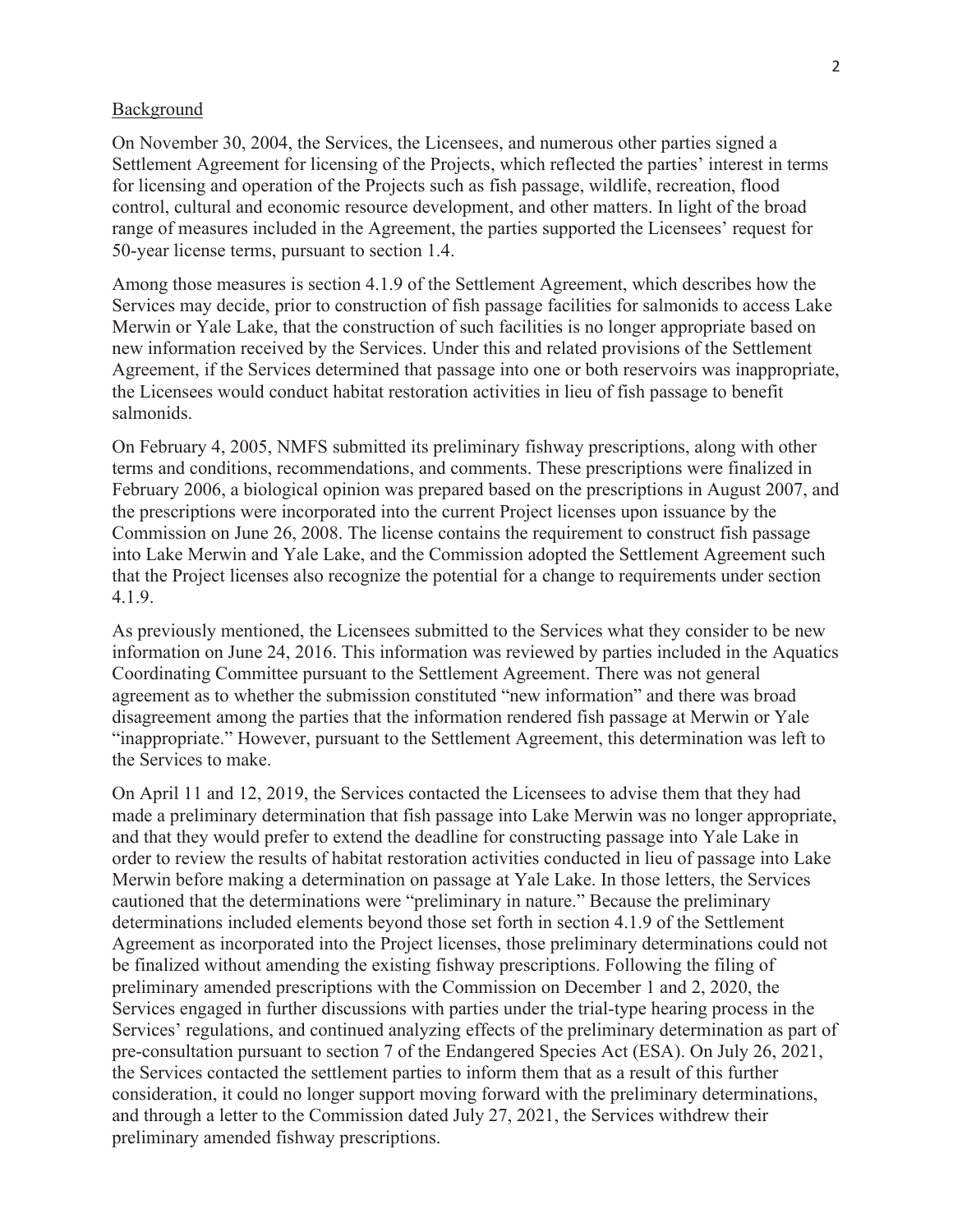## Background

On November 30, 2004, the Services, the Licensees, and numerous other parties signed a Settlement Agreement for licensing of the Projects, which reflected the parties' interest in terms for licensing and operation of the Projects such as fish passage, wildlife, recreation, flood control, cultural and economic resource development, and other matters. In light of the broad range of measures included in the Agreement, the parties supported the Licensees' request for 50-year license terms, pursuant to section 1.4.

Among those measures is section 4.1.9 of the Settlement Agreement, which describes how the Services may decide, prior to construction of fish passage facilities for salmonids to access Lake Merwin or Yale Lake, that the construction of such facilities is no longer appropriate based on new information received by the Services. Under this and related provisions of the Settlement Agreement, if the Services determined that passage into one or both reservoirs was inappropriate, the Licensees would conduct habitat restoration activities in lieu of fish passage to benefit salmonids.

On February 4, 2005, NMFS submitted its preliminary fishway prescriptions, along with other terms and conditions, recommendations, and comments. These prescriptions were finalized in February 2006, a biological opinion was prepared based on the prescriptions in August 2007, and the prescriptions were incorporated into the current Project licenses upon issuance by the Commission on June 26, 2008. The license contains the requirement to construct fish passage into Lake Merwin and Yale Lake, and the Commission adopted the Settlement Agreement such that the Project licenses also recognize the potential for a change to requirements under section 4.1.9.

As previously mentioned, the Licensees submitted to the Services what they consider to be new information on June 24, 2016. This information was reviewed by parties included in the Aquatics Coordinating Committee pursuant to the Settlement Agreement. There was not general agreement as to whether the submission constituted "new information" and there was broad disagreement among the parties that the information rendered fish passage at Merwin or Yale "inappropriate." However, pursuant to the Settlement Agreement, this determination was left to the Services to make.

On April 11 and 12, 2019, the Services contacted the Licensees to advise them that they had made a preliminary determination that fish passage into Lake Merwin was no longer appropriate, and that they would prefer to extend the deadline for constructing passage into Yale Lake in order to review the results of habitat restoration activities conducted in lieu of passage into Lake Merwin before making a determination on passage at Yale Lake. In those letters, the Services cautioned that the determinations were "preliminary in nature." Because the preliminary determinations included elements beyond those set forth in section 4.1.9 of the Settlement Agreement as incorporated into the Project licenses, those preliminary determinations could not be finalized without amending the existing fishway prescriptions. Following the filing of preliminary amended prescriptions with the Commission on December 1 and 2, 2020, the Services engaged in further discussions with parties under the trial-type hearing process in the Services' regulations, and continued analyzing effects of the preliminary determination as part of pre-consultation pursuant to section 7 of the Endangered Species Act (ESA). On July 26, 2021, the Services contacted the settlement parties to inform them that as a result of this further consideration, it could no longer support moving forward with the preliminary determinations, and through a letter to the Commission dated July 27, 2021, the Services withdrew their preliminary amended fishway prescriptions.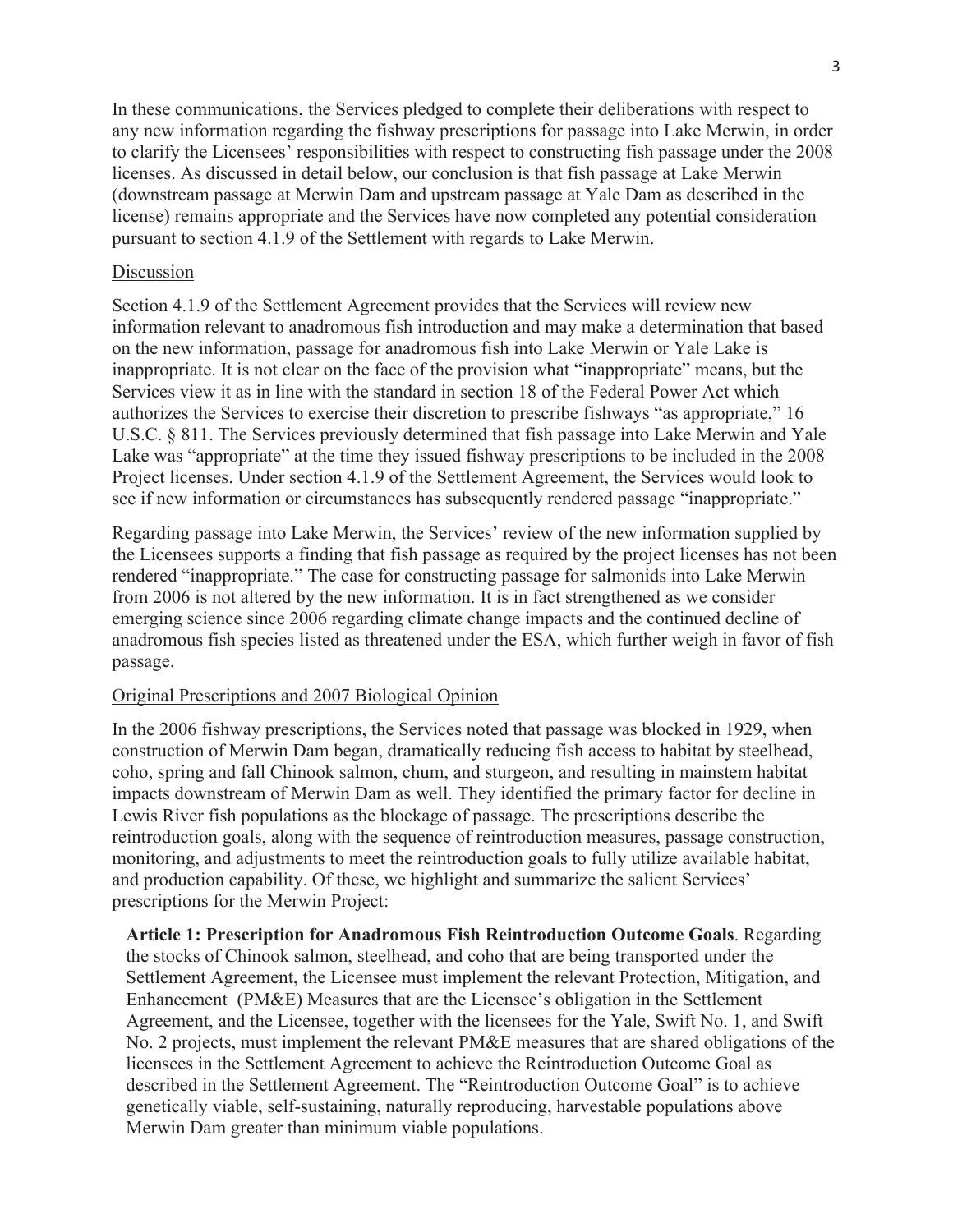In these communications, the Services pledged to complete their deliberations with respect to any new information regarding the fishway prescriptions for passage into Lake Merwin, in order to clarify the Licensees' responsibilities with respect to constructing fish passage under the 2008 licenses. As discussed in detail below, our conclusion is that fish passage at Lake Merwin (downstream passage at Merwin Dam and upstream passage at Yale Dam as described in the license) remains appropriate and the Services have now completed any potential consideration pursuant to section 4.1.9 of the Settlement with regards to Lake Merwin.

## Discussion

Section 4.1.9 of the Settlement Agreement provides that the Services will review new information relevant to anadromous fish introduction and may make a determination that based on the new information, passage for anadromous fish into Lake Merwin or Yale Lake is inappropriate. It is not clear on the face of the provision what "inappropriate" means, but the Services view it as in line with the standard in section 18 of the Federal Power Act which authorizes the Services to exercise their discretion to prescribe fishways "as appropriate," 16 U.S.C. § 811. The Services previously determined that fish passage into Lake Merwin and Yale Lake was "appropriate" at the time they issued fishway prescriptions to be included in the 2008 Project licenses. Under section 4.1.9 of the Settlement Agreement, the Services would look to see if new information or circumstances has subsequently rendered passage "inappropriate."

Regarding passage into Lake Merwin, the Services' review of the new information supplied by the Licensees supports a finding that fish passage as required by the project licenses has not been rendered "inappropriate." The case for constructing passage for salmonids into Lake Merwin from 2006 is not altered by the new information. It is in fact strengthened as we consider emerging science since 2006 regarding climate change impacts and the continued decline of anadromous fish species listed as threatened under the ESA, which further weigh in favor of fish passage.

## Original Prescriptions and 2007 Biological Opinion

In the 2006 fishway prescriptions, the Services noted that passage was blocked in 1929, when construction of Merwin Dam began, dramatically reducing fish access to habitat by steelhead, coho, spring and fall Chinook salmon, chum, and sturgeon, and resulting in mainstem habitat impacts downstream of Merwin Dam as well. They identified the primary factor for decline in Lewis River fish populations as the blockage of passage. The prescriptions describe the reintroduction goals, along with the sequence of reintroduction measures, passage construction, monitoring, and adjustments to meet the reintroduction goals to fully utilize available habitat, and production capability. Of these, we highlight and summarize the salient Services' prescriptions for the Merwin Project:

> **Article 1: Prescription for Anadromous Fish Reintroduction Outcome Goals**. Regarding the stocks of Chinook salmon, steelhead, and coho that are being transported under the Settlement Agreement, the Licensee must implement the relevant Protection, Mitigation, and Enhancement (PM&E) Measures that are the Licensee's obligation in the Settlement Agreement, and the Licensee, together with the licensees for the Yale, Swift No. 1, and Swift No. 2 projects, must implement the relevant PM&E measures that are shared obligations of the licensees in the Settlement Agreement to achieve the Reintroduction Outcome Goal as described in the Settlement Agreement. The "Reintroduction Outcome Goal" is to achieve genetically viable, self-sustaining, naturally reproducing, harvestable populations above Merwin Dam greater than minimum viable populations.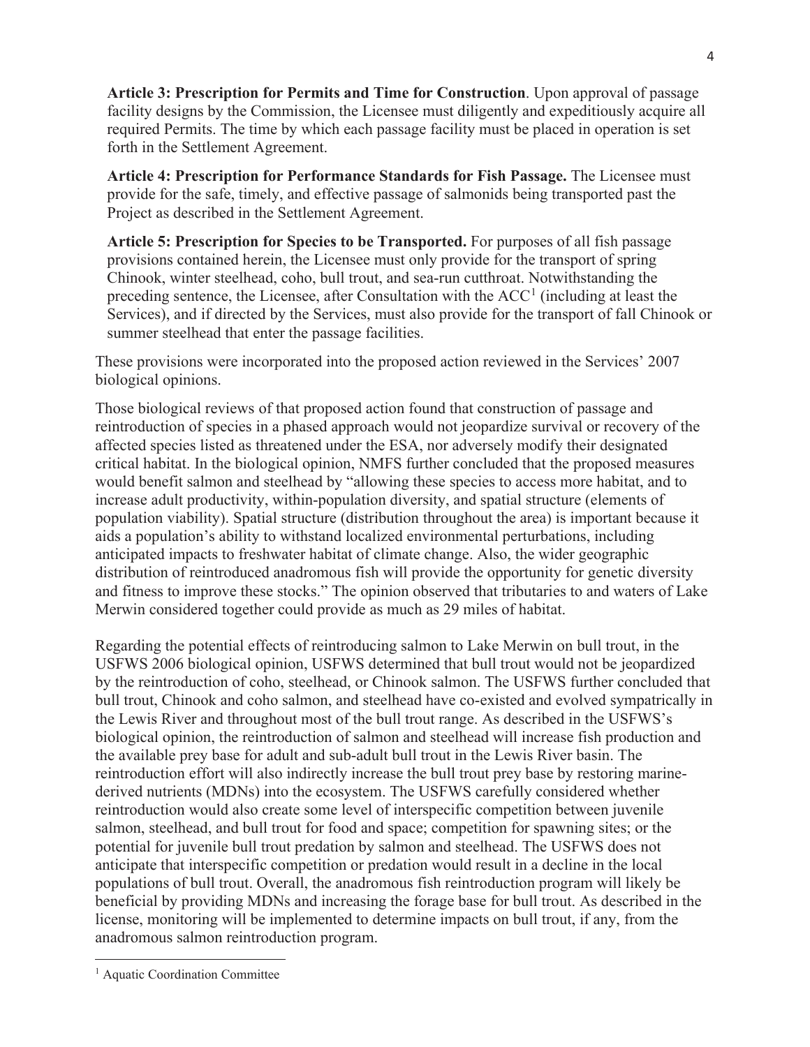**Article 3: Prescription for Permits and Time for Construction**. Upon approval of passage facility designs by the Commission, the Licensee must diligently and expeditiously acquire all required Permits. The time by which each passage facility must be placed in operation is set forth in the Settlement Agreement.

**Article 4: Prescription for Performance Standards for Fish Passage.** The Licensee must provide for the safe, timely, and effective passage of salmonids being transported past the Project as described in the Settlement Agreement.

**Article 5: Prescription for Species to be Transported.** For purposes of all fish passage provisions contained herein, the Licensee must only provide for the transport of spring Chinook, winter steelhead, coho, bull trout, and sea-run cutthroat. Notwithstanding the preceding sentence, the Licensee, after Consultation with the ACC[1] (including at least the Services), and if directed by the Services, must also provide for the transport of fall Chinook or summer steelhead that enter the passage facilities.

These provisions were incorporated into the proposed action reviewed in the Services' 2007 biological opinions.

Those biological reviews of that proposed action found that construction of passage and reintroduction of species in a phased approach would not jeopardize survival or recovery of the affected species listed as threatened under the ESA, nor adversely modify their designated critical habitat. In the biological opinion, NMFS further concluded that the proposed measures would benefit salmon and steelhead by "allowing these species to access more habitat, and to increase adult productivity, within-population diversity, and spatial structure (elements of population viability). Spatial structure (distribution throughout the area) is important because it aids a population's ability to withstand localized environmental perturbations, including anticipated impacts to freshwater habitat of climate change. Also, the wider geographic distribution of reintroduced anadromous fish will provide the opportunity for genetic diversity and fitness to improve these stocks." The opinion observed that tributaries to and waters of Lake Merwin considered together could provide as much as 29 miles of habitat.

Regarding the potential effects of reintroducing salmon to Lake Merwin on bull trout, in the USFWS 2006 biological opinion, USFWS determined that bull trout would not be jeopardized by the reintroduction of coho, steelhead, or Chinook salmon. The USFWS further concluded that bull trout, Chinook and coho salmon, and steelhead have co-existed and evolved sympatrically in the Lewis River and throughout most of the bull trout range. As described in the USFWS's biological opinion, the reintroduction of salmon and steelhead will increase fish production and the available prey base for adult and sub-adult bull trout in the Lewis River basin. The reintroduction effort will also indirectly increase the bull trout prey base by restoring marine-derived nutrients (MDNs) into the ecosystem. The USFWS carefully considered whether reintroduction would also create some level of interspecific competition between juvenile salmon, steelhead, and bull trout for food and space; competition for spawning sites; or the potential for juvenile bull trout predation by salmon and steelhead. The USFWS does not anticipate that interspecific competition or predation would result in a decline in the local populations of bull trout. Overall, the anadromous fish reintroduction program will likely be beneficial by providing MDNs and increasing the forage base for bull trout. As described in the license, monitoring will be implemented to determine impacts on bull trout, if any, from the anadromous salmon reintroduction program.

[1] Aquatic Coordination Committee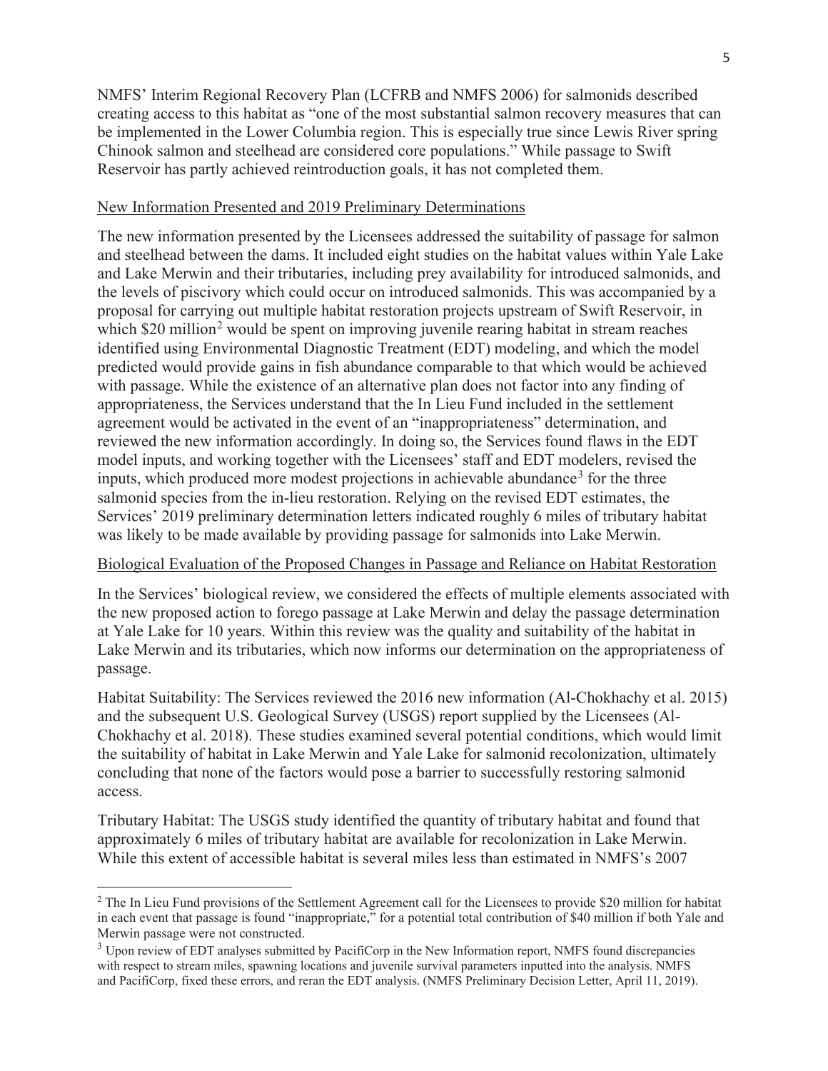NMFS' Interim Regional Recovery Plan (LCFRB and NMFS 2006) for salmonids described creating access to this habitat as "one of the most substantial salmon recovery measures that can be implemented in the Lower Columbia region. This is especially true since Lewis River spring Chinook salmon and steelhead are considered core populations." While passage to Swift Reservoir has partly achieved reintroduction goals, it has not completed them.

New Information Presented and 2019 Preliminary Determinations

The new information presented by the Licensees addressed the suitability of passage for salmon and steelhead between the dams. It included eight studies on the habitat values within Yale Lake and Lake Merwin and their tributaries, including prey availability for introduced salmonids, and the levels of piscivory which could occur on introduced salmonids. This was accompanied by a proposal for carrying out multiple habitat restoration projects upstream of Swift Reservoir, in which $20 million[2] would be spent on improving juvenile rearing habitat in stream reaches identified using Environmental Diagnostic Treatment (EDT) modeling, and which the model predicted would provide gains in fish abundance comparable to that which would be achieved with passage. While the existence of an alternative plan does not factor into any finding of appropriateness, the Services understand that the In Lieu Fund included in the settlement agreement would be activated in the event of an "inappropriateness" determination, and reviewed the new information accordingly. In doing so, the Services found flaws in the EDT model inputs, and working together with the Licensees' staff and EDT modelers, revised the inputs, which produced more modest projections in achievable abundance[3] for the three salmonid species from the in-lieu restoration. Relying on the revised EDT estimates, the Services' 2019 preliminary determination letters indicated roughly 6 miles of tributary habitat was likely to be made available by providing passage for salmonids into Lake Merwin.

Biological Evaluation of the Proposed Changes in Passage and Reliance on Habitat Restoration

In the Services' biological review, we considered the effects of multiple elements associated with the new proposed action to forego passage at Lake Merwin and delay the passage determination at Yale Lake for 10 years. Within this review was the quality and suitability of the habitat in Lake Merwin and its tributaries, which now informs our determination on the appropriateness of passage.

Habitat Suitability: The Services reviewed the 2016 new information (Al-Chokhachy et al. 2015) and the subsequent U.S. Geological Survey (USGS) report supplied by the Licensees (Al-Chokhachy et al. 2018). These studies examined several potential conditions, which would limit the suitability of habitat in Lake Merwin and Yale Lake for salmonid recolonization, ultimately concluding that none of the factors would pose a barrier to successfully restoring salmonid access.

Tributary Habitat: The USGS study identified the quantity of tributary habitat and found that approximately 6 miles of tributary habitat are available for recolonization in Lake Merwin. While this extent of accessible habitat is several miles less than estimated in NMFS's 2007

---

[2] The In Lieu Fund provisions of the Settlement Agreement call for the Licensees to provide $20 million for habitat in each event that passage is found "inappropriate," for a potential total contribution of $40 million if both Yale and Merwin passage were not constructed.

[3] Upon review of EDT analyses submitted by PacifiCorp in the New Information report, NMFS found discrepancies with respect to stream miles, spawning locations and juvenile survival parameters inputted into the analysis. NMFS and PacifiCorp, fixed these errors, and reran the EDT analysis. (NMFS Preliminary Decision Letter, April 11, 2019).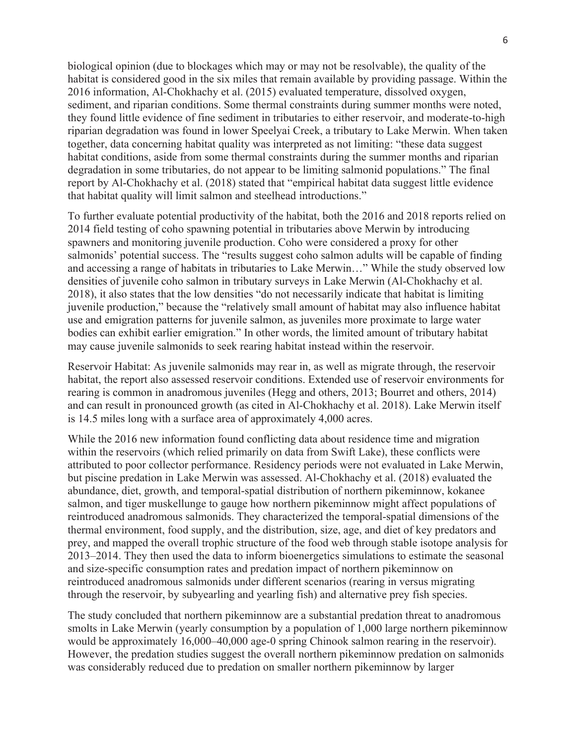biological opinion (due to blockages which may or may not be resolvable), the quality of the habitat is considered good in the six miles that remain available by providing passage. Within the 2016 information, Al-Chokhachy et al. (2015) evaluated temperature, dissolved oxygen, sediment, and riparian conditions. Some thermal constraints during summer months were noted, they found little evidence of fine sediment in tributaries to either reservoir, and moderate-to-high riparian degradation was found in lower Speelyai Creek, a tributary to Lake Merwin. When taken together, data concerning habitat quality was interpreted as not limiting: "these data suggest habitat conditions, aside from some thermal constraints during the summer months and riparian degradation in some tributaries, do not appear to be limiting salmonid populations." The final report by Al-Chokhachy et al. (2018) stated that "empirical habitat data suggest little evidence that habitat quality will limit salmon and steelhead introductions."

To further evaluate potential productivity of the habitat, both the 2016 and 2018 reports relied on 2014 field testing of coho spawning potential in tributaries above Merwin by introducing spawners and monitoring juvenile production. Coho were considered a proxy for other salmonids' potential success. The "results suggest coho salmon adults will be capable of finding and accessing a range of habitats in tributaries to Lake Merwin…" While the study observed low densities of juvenile coho salmon in tributary surveys in Lake Merwin (Al-Chokhachy et al. 2018), it also states that the low densities "do not necessarily indicate that habitat is limiting juvenile production," because the "relatively small amount of habitat may also influence habitat use and emigration patterns for juvenile salmon, as juveniles more proximate to large water bodies can exhibit earlier emigration." In other words, the limited amount of tributary habitat may cause juvenile salmonids to seek rearing habitat instead within the reservoir.

Reservoir Habitat: As juvenile salmonids may rear in, as well as migrate through, the reservoir habitat, the report also assessed reservoir conditions. Extended use of reservoir environments for rearing is common in anadromous juveniles (Hegg and others, 2013; Bourret and others, 2014) and can result in pronounced growth (as cited in Al-Chokhachy et al. 2018). Lake Merwin itself is 14.5 miles long with a surface area of approximately 4,000 acres.

While the 2016 new information found conflicting data about residence time and migration within the reservoirs (which relied primarily on data from Swift Lake), these conflicts were attributed to poor collector performance. Residency periods were not evaluated in Lake Merwin, but piscine predation in Lake Merwin was assessed. Al-Chokhachy et al. (2018) evaluated the abundance, diet, growth, and temporal-spatial distribution of northern pikeminnow, kokanee salmon, and tiger muskellunge to gauge how northern pikeminnow might affect populations of reintroduced anadromous salmonids. They characterized the temporal-spatial dimensions of the thermal environment, food supply, and the distribution, size, age, and diet of key predators and prey, and mapped the overall trophic structure of the food web through stable isotope analysis for 2013–2014. They then used the data to inform bioenergetics simulations to estimate the seasonal and size-specific consumption rates and predation impact of northern pikeminnow on reintroduced anadromous salmonids under different scenarios (rearing in versus migrating through the reservoir, by subyearling and yearling fish) and alternative prey fish species.

The study concluded that northern pikeminnow are a substantial predation threat to anadromous smolts in Lake Merwin (yearly consumption by a population of 1,000 large northern pikeminnow would be approximately 16,000–40,000 age-0 spring Chinook salmon rearing in the reservoir). However, the predation studies suggest the overall northern pikeminnow predation on salmonids was considerably reduced due to predation on smaller northern pikeminnow by larger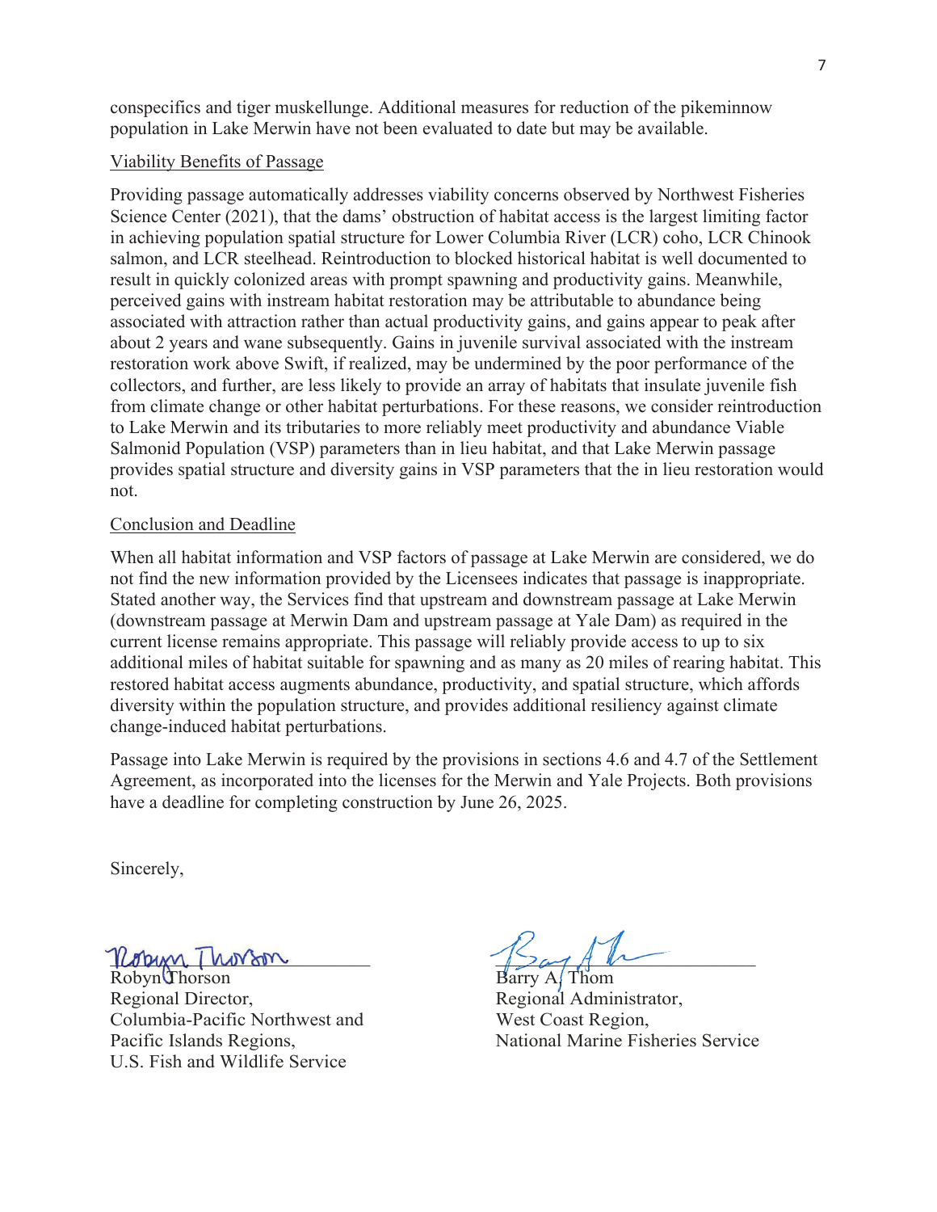conspecifics and tiger muskellunge. Additional measures for reduction of the pikeminnow population in Lake Merwin have not been evaluated to date but may be available.

Viability Benefits of Passage

Providing passage automatically addresses viability concerns observed by Northwest Fisheries Science Center (2021), that the dams' obstruction of habitat access is the largest limiting factor in achieving population spatial structure for Lower Columbia River (LCR) coho, LCR Chinook salmon, and LCR steelhead. Reintroduction to blocked historical habitat is well documented to result in quickly colonized areas with prompt spawning and productivity gains. Meanwhile, perceived gains with instream habitat restoration may be attributable to abundance being associated with attraction rather than actual productivity gains, and gains appear to peak after about 2 years and wane subsequently. Gains in juvenile survival associated with the instream restoration work above Swift, if realized, may be undermined by the poor performance of the collectors, and further, are less likely to provide an array of habitats that insulate juvenile fish from climate change or other habitat perturbations. For these reasons, we consider reintroduction to Lake Merwin and its tributaries to more reliably meet productivity and abundance Viable Salmonid Population (VSP) parameters than in lieu habitat, and that Lake Merwin passage provides spatial structure and diversity gains in VSP parameters that the in lieu restoration would not.

Conclusion and Deadline

When all habitat information and VSP factors of passage at Lake Merwin are considered, we do not find the new information provided by the Licensees indicates that passage is inappropriate. Stated another way, the Services find that upstream and downstream passage at Lake Merwin (downstream passage at Merwin Dam and upstream passage at Yale Dam) as required in the current license remains appropriate. This passage will reliably provide access to up to six additional miles of habitat suitable for spawning and as many as 20 miles of rearing habitat. This restored habitat access augments abundance, productivity, and spatial structure, which affords diversity within the population structure, and provides additional resiliency against climate change-induced habitat perturbations.

Passage into Lake Merwin is required by the provisions in sections 4.6 and 4.7 of the Settlement Agreement, as incorporated into the licenses for the Merwin and Yale Projects. Both provisions have a deadline for completing construction by June 26, 2025.

Sincerely,

Robyn Thorson
Regional Director,
Columbia-Pacific Northwest and
Pacific Islands Regions,
U.S. Fish and Wildlife Service

Barry A. Thom
Regional Administrator,
West Coast Region,
National Marine Fisheries Service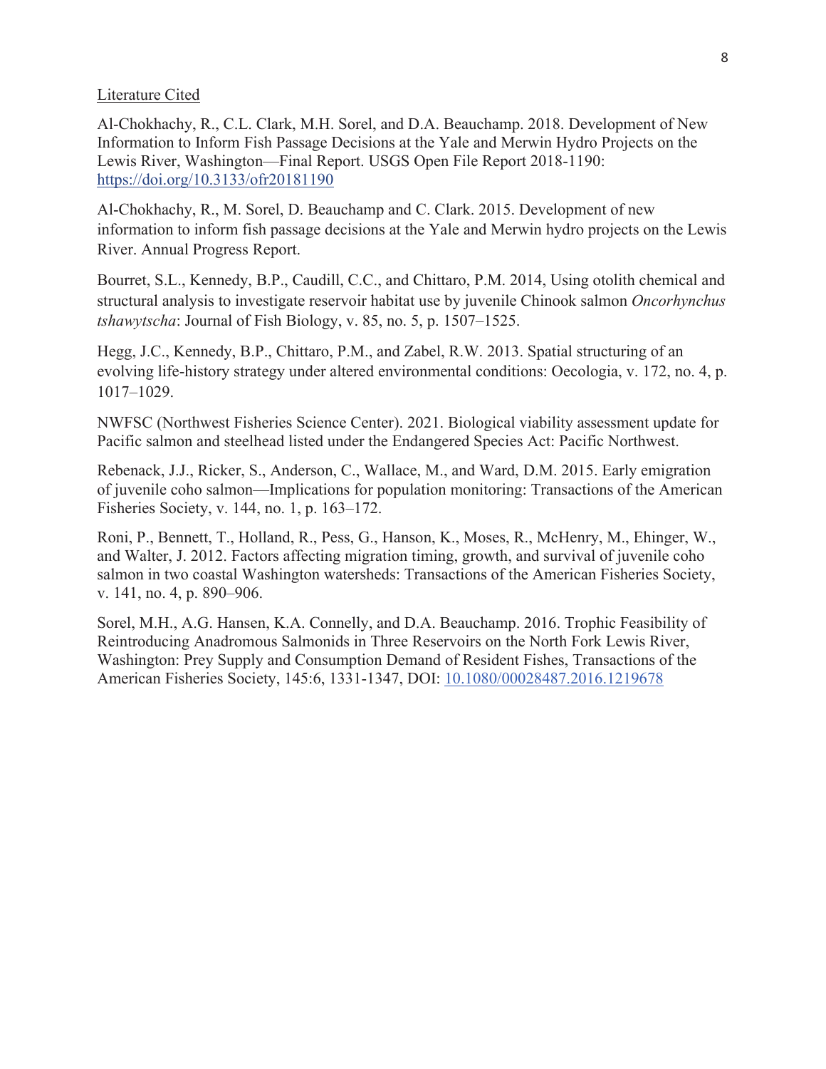Literature Cited

Al-Chokhachy, R., C.L. Clark, M.H. Sorel, and D.A. Beauchamp. 2018. Development of New Information to Inform Fish Passage Decisions at the Yale and Merwin Hydro Projects on the Lewis River, Washington—Final Report. USGS Open File Report 2018-1190: https://doi.org/10.3133/ofr20181190

Al-Chokhachy, R., M. Sorel, D. Beauchamp and C. Clark. 2015. Development of new information to inform fish passage decisions at the Yale and Merwin hydro projects on the Lewis River. Annual Progress Report.

Bourret, S.L., Kennedy, B.P., Caudill, C.C., and Chittaro, P.M. 2014, Using otolith chemical and structural analysis to investigate reservoir habitat use by juvenile Chinook salmon *Oncorhynchus tshawytscha*: Journal of Fish Biology, v. 85, no. 5, p. 1507–1525.

Hegg, J.C., Kennedy, B.P., Chittaro, P.M., and Zabel, R.W. 2013. Spatial structuring of an evolving life-history strategy under altered environmental conditions: Oecologia, v. 172, no. 4, p. 1017–1029.

NWFSC (Northwest Fisheries Science Center). 2021. Biological viability assessment update for Pacific salmon and steelhead listed under the Endangered Species Act: Pacific Northwest.

Rebenack, J.J., Ricker, S., Anderson, C., Wallace, M., and Ward, D.M. 2015. Early emigration of juvenile coho salmon—Implications for population monitoring: Transactions of the American Fisheries Society, v. 144, no. 1, p. 163–172.

Roni, P., Bennett, T., Holland, R., Pess, G., Hanson, K., Moses, R., McHenry, M., Ehinger, W., and Walter, J. 2012. Factors affecting migration timing, growth, and survival of juvenile coho salmon in two coastal Washington watersheds: Transactions of the American Fisheries Society, v. 141, no. 4, p. 890–906.

Sorel, M.H., A.G. Hansen, K.A. Connelly, and D.A. Beauchamp. 2016. Trophic Feasibility of Reintroducing Anadromous Salmonids in Three Reservoirs on the North Fork Lewis River, Washington: Prey Supply and Consumption Demand of Resident Fishes, Transactions of the American Fisheries Society, 145:6, 1331-1347, DOI: 10.1080/00028487.2016.1219678